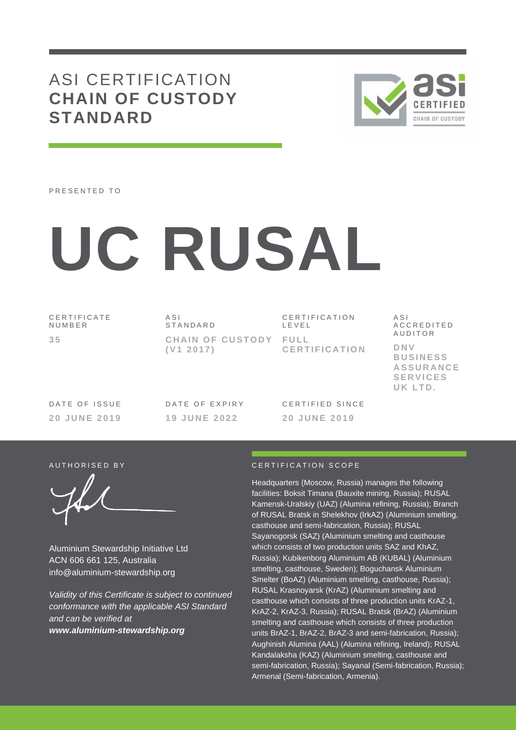# ASI CERTIFICATION **CHAIN OF CUSTODY STANDARD**

PRESENTED TO

# UC RUSAL

| CERTIFICATE NUMBER | ASI STANDARD | CERTIFICATION LEVEL | ASI ACCREDITED AUDITOR |
|---|---|---|---|
| **35** | **CHAIN OF CUSTODY (V1 2017)** | **FULL CERTIFICATION** | **DNV BUSINESS ASSURANCE SERVICES UK LTD.** |

| DATE OF ISSUE | DATE OF EXPIRY | CERTIFIED SINCE |
|---|---|---|
| **20 JUNE 2019** | **19 JUNE 2022** | **20 JUNE 2019** |

AUTHORISED BY

Aluminium Stewardship Initiative Ltd
ACN 606 661 125, Australia
info@aluminium-stewardship.org

*Validity of this Certificate is subject to continued conformance with the applicable ASI Standard and can be verified at* ***www.aluminium-stewardship.org***

CERTIFICATION SCOPE

Headquarters (Moscow, Russia) manages the following facilities: Boksit Timana (Bauxite mining, Russia); RUSAL Kamensk-Uralskiy (UAZ) (Alumina refining, Russia); Branch of RUSAL Bratsk in Shelekhov (IrkAZ) (Aluminium smelting, casthouse and semi-fabrication, Russia); RUSAL Sayanogorsk (SAZ) (Aluminium smelting and casthouse which consists of two production units SAZ and KhAZ, Russia); Kubikenborg Aluminium AB (KUBAL) (Aluminium smelting, casthouse, Sweden); Boguchansk Aluminium Smelter (BoAZ) (Aluminium smelting, casthouse, Russia); RUSAL Krasnoyarsk (KrAZ) (Aluminium smelting and casthouse which consists of three production units KrAZ-1, KrAZ-2, KrAZ-3, Russia); RUSAL Bratsk (BrAZ) (Aluminium smelting and casthouse which consists of three production units BrAZ-1, BrAZ-2, BrAZ-3 and semi-fabrication, Russia); Aughinish Alumina (AAL) (Alumina refining, Ireland); RUSAL Kandalaksha (KAZ) (Aluminium smelting, casthouse and semi-fabrication, Russia); Sayanal (Semi-fabrication, Russia); Armenal (Semi-fabrication, Armenia).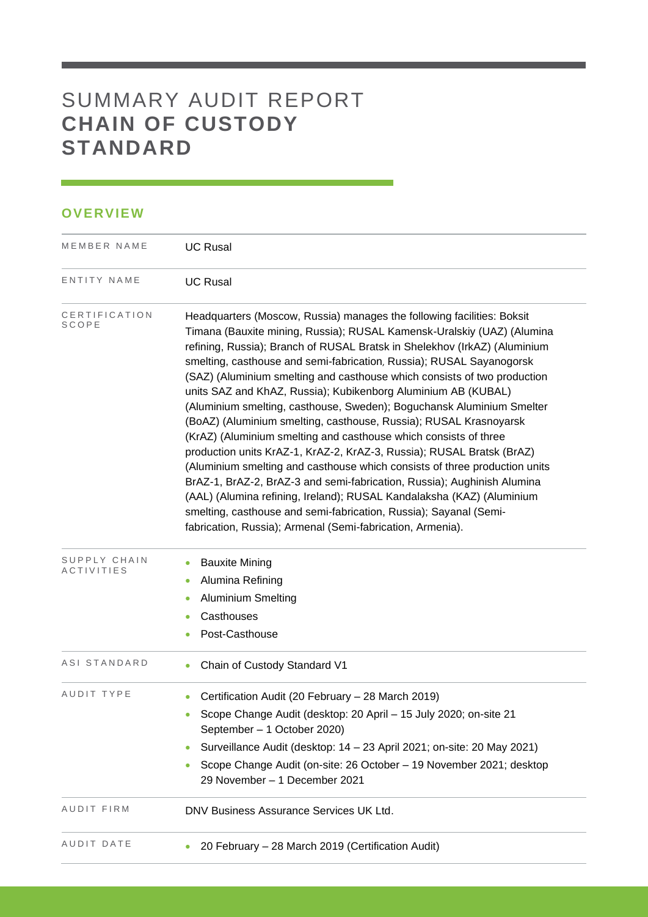# SUMMARY AUDIT REPORT **CHAIN OF CUSTODY STANDARD**

## OVERVIEW

| | |
|---|---|
| MEMBER NAME | UC Rusal |
| ENTITY NAME | UC Rusal |
| CERTIFICATION SCOPE | Headquarters (Moscow, Russia) manages the following facilities: Boksit Timana (Bauxite mining, Russia); RUSAL Kamensk-Uralskiy (UAZ) (Alumina refining, Russia); Branch of RUSAL Bratsk in Shelekhov (IrkAZ) (Aluminium smelting, casthouse and semi-fabrication, Russia); RUSAL Sayanogorsk (SAZ) (Aluminium smelting and casthouse which consists of two production units SAZ and KhAZ, Russia); Kubikenborg Aluminium AB (KUBAL) (Aluminium smelting, casthouse, Sweden); Boguchansk Aluminium Smelter (BoAZ) (Aluminium smelting, casthouse, Russia); RUSAL Krasnoyarsk (KrAZ) (Aluminium smelting and casthouse which consists of three production units KrAZ-1, KrAZ-2, KrAZ-3, Russia); RUSAL Bratsk (BrAZ) (Aluminium smelting and casthouse which consists of three production units BrAZ-1, BrAZ-2, BrAZ-3 and semi-fabrication, Russia); Aughinish Alumina (AAL) (Alumina refining, Ireland); RUSAL Kandalaksha (KAZ) (Aluminium smelting, casthouse and semi-fabrication, Russia); Sayanal (Semi-fabrication, Russia); Armenal (Semi-fabrication, Armenia). |
| SUPPLY CHAIN ACTIVITIES | • Bauxite Mining<br>• Alumina Refining<br>• Aluminium Smelting<br>• Casthouses<br>• Post-Casthouse |
| ASI STANDARD | • Chain of Custody Standard V1 |
| AUDIT TYPE | • Certification Audit (20 February – 28 March 2019)<br>• Scope Change Audit (desktop: 20 April – 15 July 2020; on-site 21 September – 1 October 2020)<br>• Surveillance Audit (desktop: 14 – 23 April 2021; on-site: 20 May 2021)<br>• Scope Change Audit (on-site: 26 October – 19 November 2021; desktop 29 November – 1 December 2021 |
| AUDIT FIRM | DNV Business Assurance Services UK Ltd. |
| AUDIT DATE | • 20 February – 28 March 2019 (Certification Audit) |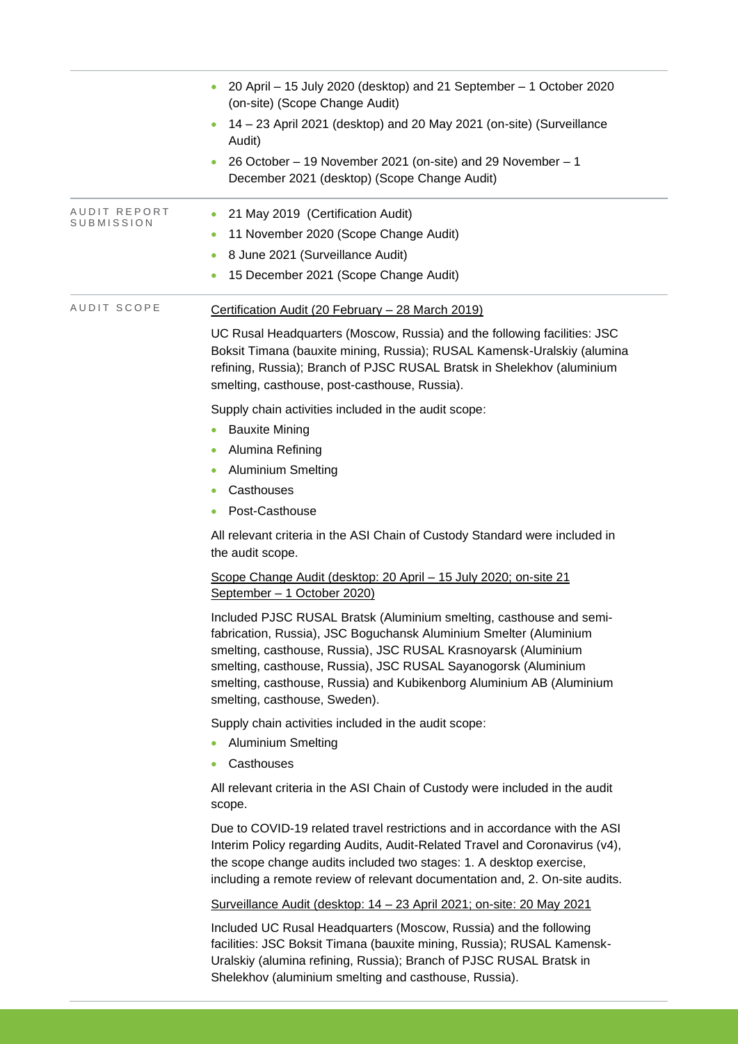| | |
|---|---|
| | • 20 April – 15 July 2020 (desktop) and 21 September – 1 October 2020 (on-site) (Scope Change Audit)<br>• 14 – 23 April 2021 (desktop) and 20 May 2021 (on-site) (Surveillance Audit)<br>• 26 October – 19 November 2021 (on-site) and 29 November – 1 December 2021 (desktop) (Scope Change Audit) |
| AUDIT REPORT SUBMISSION | • 21 May 2019 (Certification Audit)<br>• 11 November 2020 (Scope Change Audit)<br>• 8 June 2021 (Surveillance Audit)<br>• 15 December 2021 (Scope Change Audit) |
| AUDIT SCOPE | Certification Audit (20 February – 28 March 2019)<br><br>UC Rusal Headquarters (Moscow, Russia) and the following facilities: JSC Boksit Timana (bauxite mining, Russia); RUSAL Kamensk-Uralskiy (alumina refining, Russia); Branch of PJSC RUSAL Bratsk in Shelekhov (aluminium smelting, casthouse, post-casthouse, Russia).<br><br>Supply chain activities included in the audit scope:<br>• Bauxite Mining<br>• Alumina Refining<br>• Aluminium Smelting<br>• Casthouses<br>• Post-Casthouse<br><br>All relevant criteria in the ASI Chain of Custody Standard were included in the audit scope.<br><br>Scope Change Audit (desktop: 20 April – 15 July 2020; on-site 21 September – 1 October 2020)<br><br>Included PJSC RUSAL Bratsk (Aluminium smelting, casthouse and semi-fabrication, Russia), JSC Boguchansk Aluminium Smelter (Aluminium smelting, casthouse, Russia), JSC RUSAL Krasnoyarsk (Aluminium smelting, casthouse, Russia), JSC RUSAL Sayanogorsk (Aluminium smelting, casthouse, Russia) and Kubikenborg Aluminium AB (Aluminium smelting, casthouse, Sweden).<br><br>Supply chain activities included in the audit scope:<br>• Aluminium Smelting<br>• Casthouses<br><br>All relevant criteria in the ASI Chain of Custody were included in the audit scope.<br><br>Due to COVID-19 related travel restrictions and in accordance with the ASI Interim Policy regarding Audits, Audit-Related Travel and Coronavirus (v4), the scope change audits included two stages: 1. A desktop exercise, including a remote review of relevant documentation and, 2. On-site audits.<br><br>Surveillance Audit (desktop: 14 – 23 April 2021; on-site: 20 May 2021<br><br>Included UC Rusal Headquarters (Moscow, Russia) and the following facilities: JSC Boksit Timana (bauxite mining, Russia); RUSAL Kamensk-Uralskiy (alumina refining, Russia); Branch of PJSC RUSAL Bratsk in Shelekhov (aluminium smelting and casthouse, Russia). |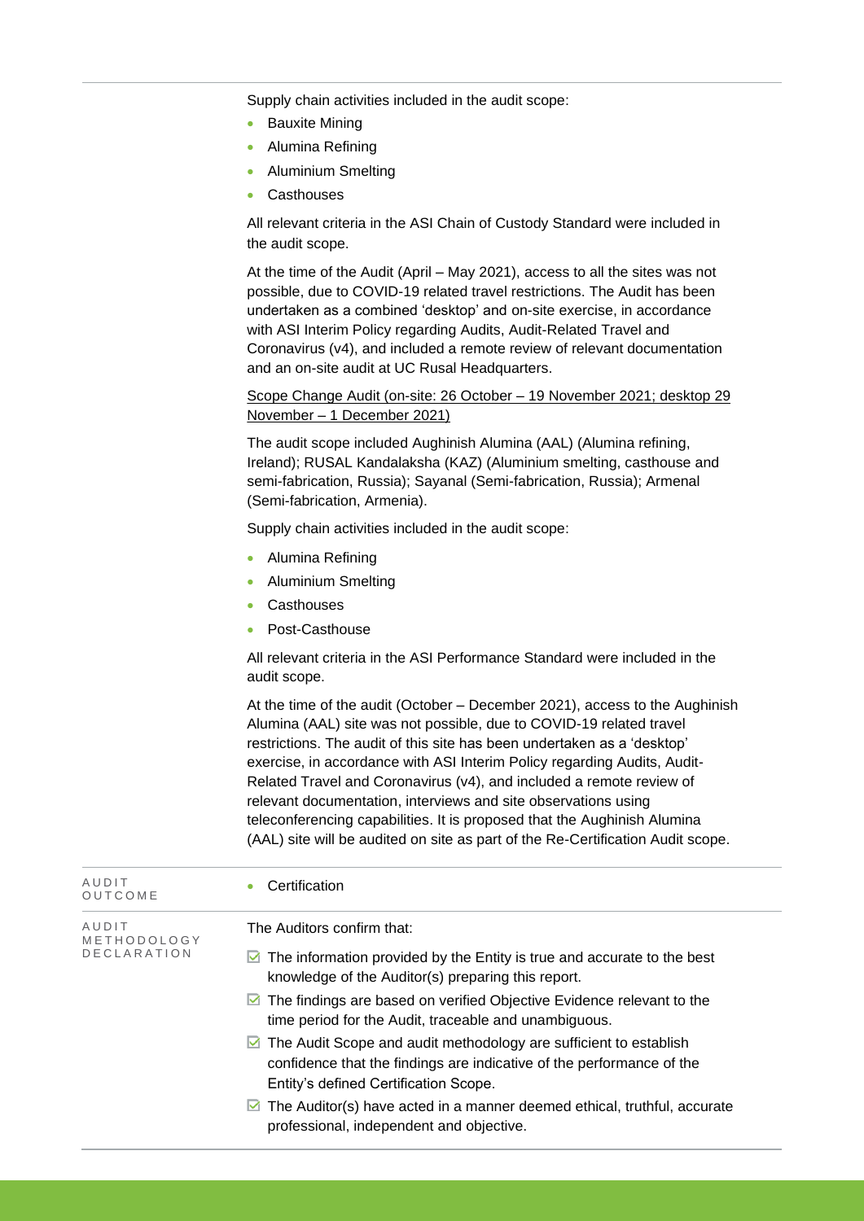Supply chain activities included in the audit scope:

- Bauxite Mining
- Alumina Refining
- Aluminium Smelting
- Casthouses

All relevant criteria in the ASI Chain of Custody Standard were included in the audit scope.

At the time of the Audit (April – May 2021), access to all the sites was not possible, due to COVID-19 related travel restrictions. The Audit has been undertaken as a combined 'desktop' and on-site exercise, in accordance with ASI Interim Policy regarding Audits, Audit-Related Travel and Coronavirus (v4), and included a remote review of relevant documentation and an on-site audit at UC Rusal Headquarters.

Scope Change Audit (on-site: 26 October – 19 November 2021; desktop 29 November – 1 December 2021)

The audit scope included Aughinish Alumina (AAL) (Alumina refining, Ireland); RUSAL Kandalaksha (KAZ) (Aluminium smelting, casthouse and semi-fabrication, Russia); Sayanal (Semi-fabrication, Russia); Armenal (Semi-fabrication, Armenia).

Supply chain activities included in the audit scope:

- Alumina Refining
- Aluminium Smelting
- Casthouses
- Post-Casthouse

All relevant criteria in the ASI Performance Standard were included in the audit scope.

At the time of the audit (October – December 2021), access to the Aughinish Alumina (AAL) site was not possible, due to COVID-19 related travel restrictions. The audit of this site has been undertaken as a 'desktop' exercise, in accordance with ASI Interim Policy regarding Audits, Audit-Related Travel and Coronavirus (v4), and included a remote review of relevant documentation, interviews and site observations using teleconferencing capabilities. It is proposed that the Aughinish Alumina (AAL) site will be audited on site as part of the Re-Certification Audit scope.

**AUDIT OUTCOME**

- Certification

**AUDIT METHODOLOGY DECLARATION**

The Auditors confirm that:

- ☑ The information provided by the Entity is true and accurate to the best knowledge of the Auditor(s) preparing this report.
- ☑ The findings are based on verified Objective Evidence relevant to the time period for the Audit, traceable and unambiguous.
- ☑ The Audit Scope and audit methodology are sufficient to establish confidence that the findings are indicative of the performance of the Entity's defined Certification Scope.
- ☑ The Auditor(s) have acted in a manner deemed ethical, truthful, accurate professional, independent and objective.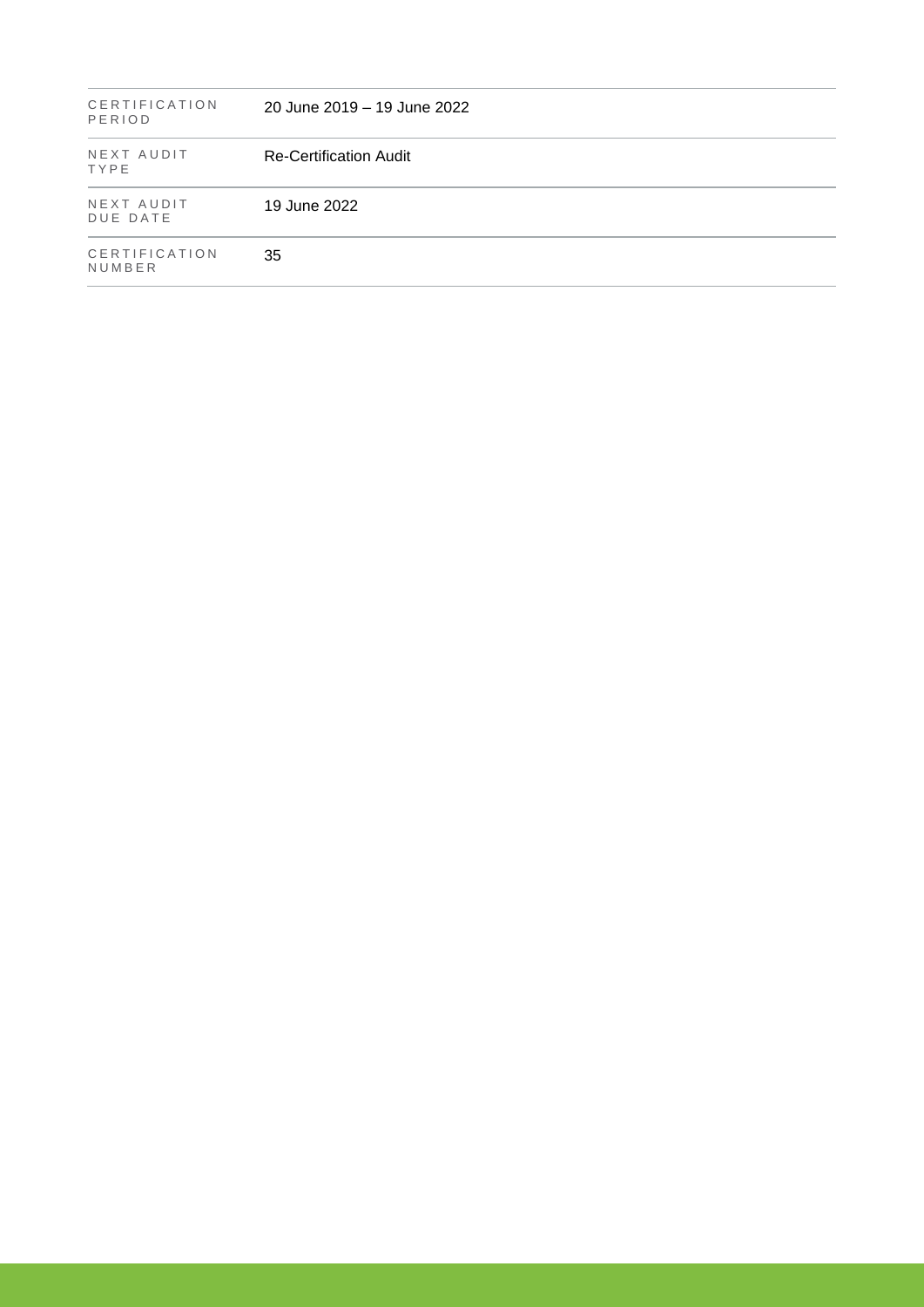| | |
|---|---|
| CERTIFICATION PERIOD | 20 June 2019 – 19 June 2022 |
| NEXT AUDIT TYPE | Re-Certification Audit |
| NEXT AUDIT DUE DATE | 19 June 2022 |
| CERTIFICATION NUMBER | 35 |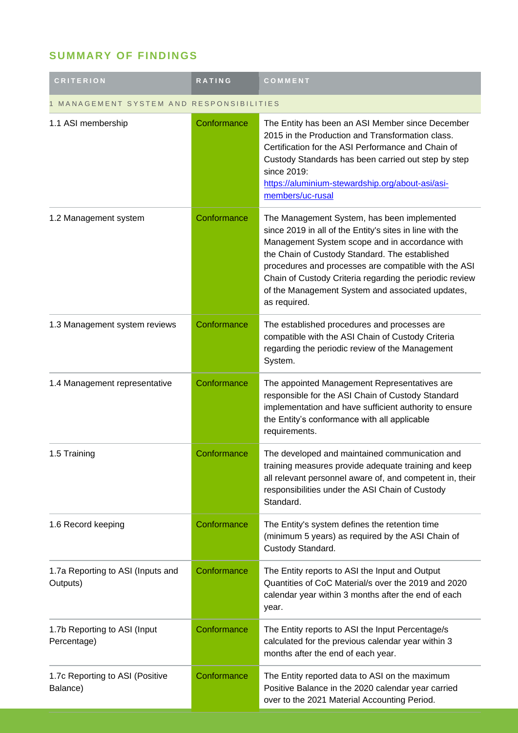## SUMMARY OF FINDINGS

| CRITERION | RATING | COMMENT |
|---|---|---|
| 1 MANAGEMENT SYSTEM AND RESPONSIBILITIES | | |
| 1.1 ASI membership | Conformance | The Entity has been an ASI Member since December 2015 in the Production and Transformation class. Certification for the ASI Performance and Chain of Custody Standards has been carried out step by step since 2019: [https://aluminium-stewardship.org/about-asi/asi-members/uc-rusal](https://aluminium-stewardship.org/about-asi/asi-members/uc-rusal) |
| 1.2 Management system | Conformance | The Management System, has been implemented since 2019 in all of the Entity's sites in line with the Management System scope and in accordance with the Chain of Custody Standard. The established procedures and processes are compatible with the ASI Chain of Custody Criteria regarding the periodic review of the Management System and associated updates, as required. |
| 1.3 Management system reviews | Conformance | The established procedures and processes are compatible with the ASI Chain of Custody Criteria regarding the periodic review of the Management System. |
| 1.4 Management representative | Conformance | The appointed Management Representatives are responsible for the ASI Chain of Custody Standard implementation and have sufficient authority to ensure the Entity's conformance with all applicable requirements. |
| 1.5 Training | Conformance | The developed and maintained communication and training measures provide adequate training and keep all relevant personnel aware of, and competent in, their responsibilities under the ASI Chain of Custody Standard. |
| 1.6 Record keeping | Conformance | The Entity's system defines the retention time (minimum 5 years) as required by the ASI Chain of Custody Standard. |
| 1.7a Reporting to ASI (Inputs and Outputs) | Conformance | The Entity reports to ASI the Input and Output Quantities of CoC Material/s over the 2019 and 2020 calendar year within 3 months after the end of each year. |
| 1.7b Reporting to ASI (Input Percentage) | Conformance | The Entity reports to ASI the Input Percentage/s calculated for the previous calendar year within 3 months after the end of each year. |
| 1.7c Reporting to ASI (Positive Balance) | Conformance | The Entity reported data to ASI on the maximum Positive Balance in the 2020 calendar year carried over to the 2021 Material Accounting Period. |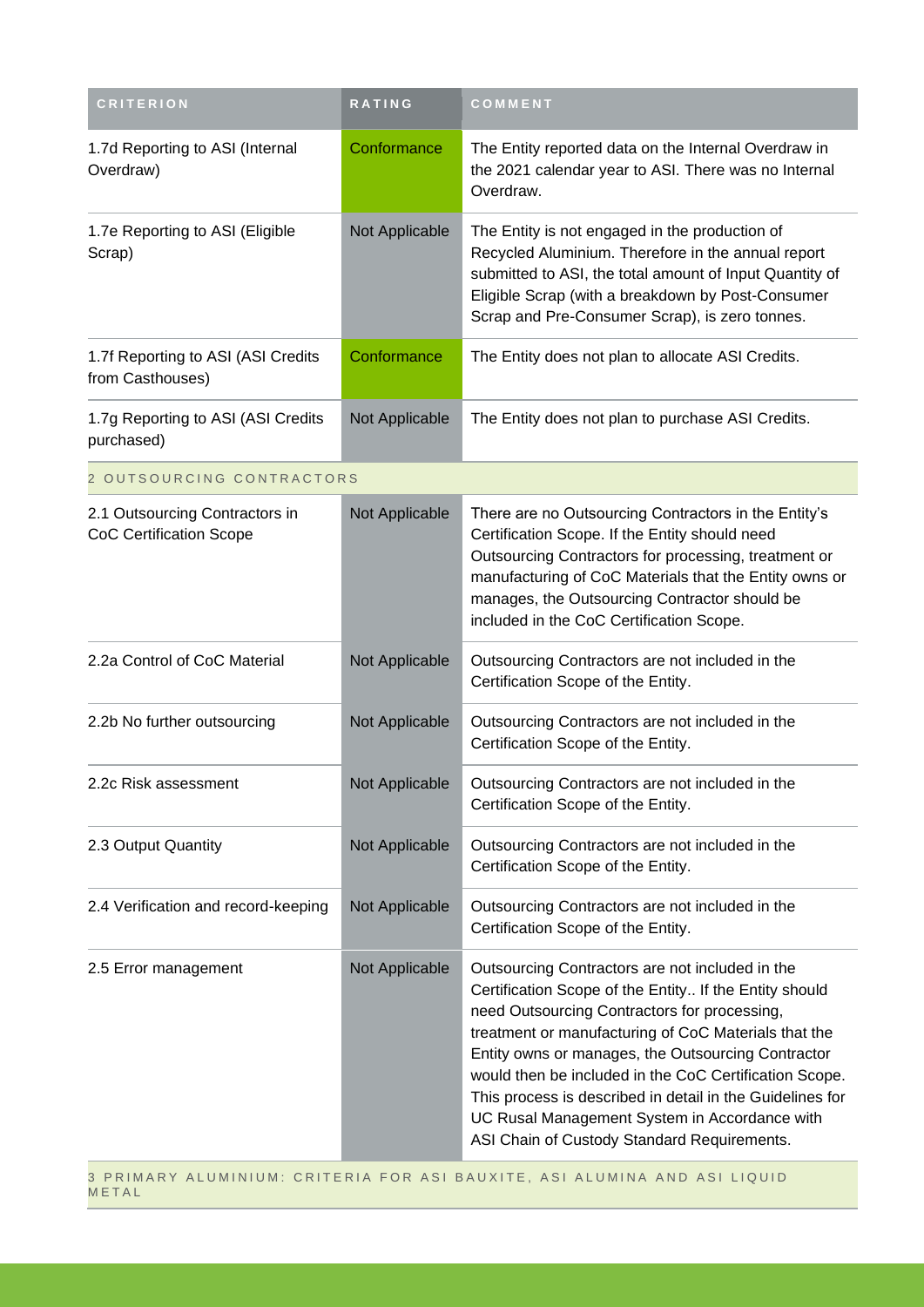| CRITERION | RATING | COMMENT |
| --- | --- | --- |
| 1.7d Reporting to ASI (Internal Overdraw) | Conformance | The Entity reported data on the Internal Overdraw in the 2021 calendar year to ASI. There was no Internal Overdraw. |
| 1.7e Reporting to ASI (Eligible Scrap) | Not Applicable | The Entity is not engaged in the production of Recycled Aluminium. Therefore in the annual report submitted to ASI, the total amount of Input Quantity of Eligible Scrap (with a breakdown by Post-Consumer Scrap and Pre-Consumer Scrap), is zero tonnes. |
| 1.7f Reporting to ASI (ASI Credits from Casthouses) | Conformance | The Entity does not plan to allocate ASI Credits. |
| 1.7g Reporting to ASI (ASI Credits purchased) | Not Applicable | The Entity does not plan to purchase ASI Credits. |
| 2 OUTSOURCING CONTRACTORS | | |
| 2.1 Outsourcing Contractors in CoC Certification Scope | Not Applicable | There are no Outsourcing Contractors in the Entity's Certification Scope. If the Entity should need Outsourcing Contractors for processing, treatment or manufacturing of CoC Materials that the Entity owns or manages, the Outsourcing Contractor should be included in the CoC Certification Scope. |
| 2.2a Control of CoC Material | Not Applicable | Outsourcing Contractors are not included in the Certification Scope of the Entity. |
| 2.2b No further outsourcing | Not Applicable | Outsourcing Contractors are not included in the Certification Scope of the Entity. |
| 2.2c Risk assessment | Not Applicable | Outsourcing Contractors are not included in the Certification Scope of the Entity. |
| 2.3 Output Quantity | Not Applicable | Outsourcing Contractors are not included in the Certification Scope of the Entity. |
| 2.4 Verification and record-keeping | Not Applicable | Outsourcing Contractors are not included in the Certification Scope of the Entity. |
| 2.5 Error management | Not Applicable | Outsourcing Contractors are not included in the Certification Scope of the Entity.. If the Entity should need Outsourcing Contractors for processing, treatment or manufacturing of CoC Materials that the Entity owns or manages, the Outsourcing Contractor would then be included in the CoC Certification Scope. This process is described in detail in the Guidelines for UC Rusal Management System in Accordance with ASI Chain of Custody Standard Requirements. |
| 3 PRIMARY ALUMINIUM: CRITERIA FOR ASI BAUXITE, ASI ALUMINA AND ASI LIQUID METAL | | |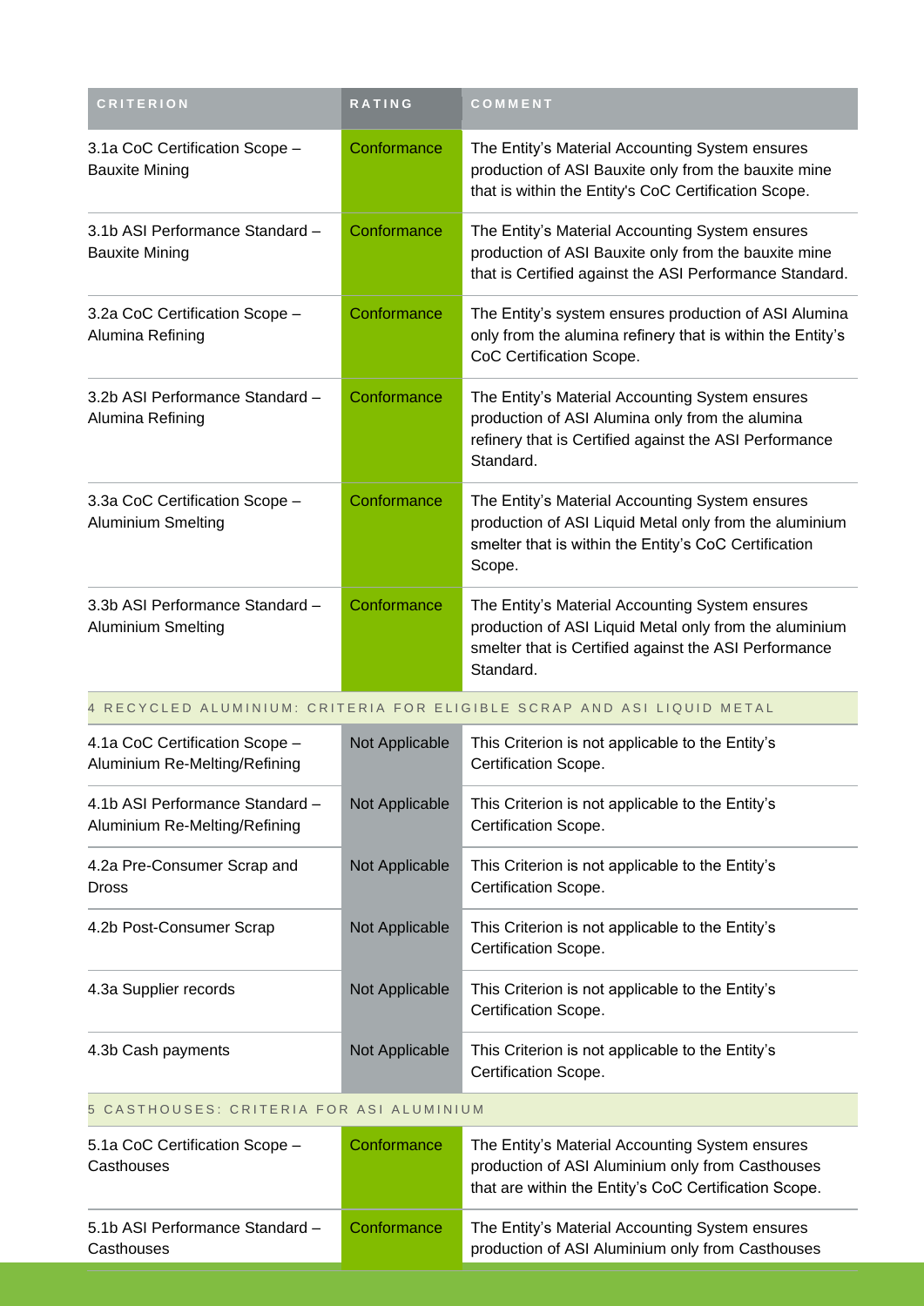| CRITERION | RATING | COMMENT |
|---|---|---|
| 3.1a CoC Certification Scope – Bauxite Mining | Conformance | The Entity's Material Accounting System ensures production of ASI Bauxite only from the bauxite mine that is within the Entity's CoC Certification Scope. |
| 3.1b ASI Performance Standard – Bauxite Mining | Conformance | The Entity's Material Accounting System ensures production of ASI Bauxite only from the bauxite mine that is Certified against the ASI Performance Standard. |
| 3.2a CoC Certification Scope – Alumina Refining | Conformance | The Entity's system ensures production of ASI Alumina only from the alumina refinery that is within the Entity's CoC Certification Scope. |
| 3.2b ASI Performance Standard – Alumina Refining | Conformance | The Entity's Material Accounting System ensures production of ASI Alumina only from the alumina refinery that is Certified against the ASI Performance Standard. |
| 3.3a CoC Certification Scope – Aluminium Smelting | Conformance | The Entity's Material Accounting System ensures production of ASI Liquid Metal only from the aluminium smelter that is within the Entity's CoC Certification Scope. |
| 3.3b ASI Performance Standard – Aluminium Smelting | Conformance | The Entity's Material Accounting System ensures production of ASI Liquid Metal only from the aluminium smelter that is Certified against the ASI Performance Standard. |
| 4 RECYCLED ALUMINIUM: CRITERIA FOR ELIGIBLE SCRAP AND ASI LIQUID METAL | | |
| 4.1a CoC Certification Scope – Aluminium Re-Melting/Refining | Not Applicable | This Criterion is not applicable to the Entity's Certification Scope. |
| 4.1b ASI Performance Standard – Aluminium Re-Melting/Refining | Not Applicable | This Criterion is not applicable to the Entity's Certification Scope. |
| 4.2a Pre-Consumer Scrap and Dross | Not Applicable | This Criterion is not applicable to the Entity's Certification Scope. |
| 4.2b Post-Consumer Scrap | Not Applicable | This Criterion is not applicable to the Entity's Certification Scope. |
| 4.3a Supplier records | Not Applicable | This Criterion is not applicable to the Entity's Certification Scope. |
| 4.3b Cash payments | Not Applicable | This Criterion is not applicable to the Entity's Certification Scope. |
| 5 CASTHOUSES: CRITERIA FOR ASI ALUMINIUM | | |
| 5.1a CoC Certification Scope – Casthouses | Conformance | The Entity's Material Accounting System ensures production of ASI Aluminium only from Casthouses that are within the Entity's CoC Certification Scope. |
| 5.1b ASI Performance Standard – Casthouses | Conformance | The Entity's Material Accounting System ensures production of ASI Aluminium only from Casthouses |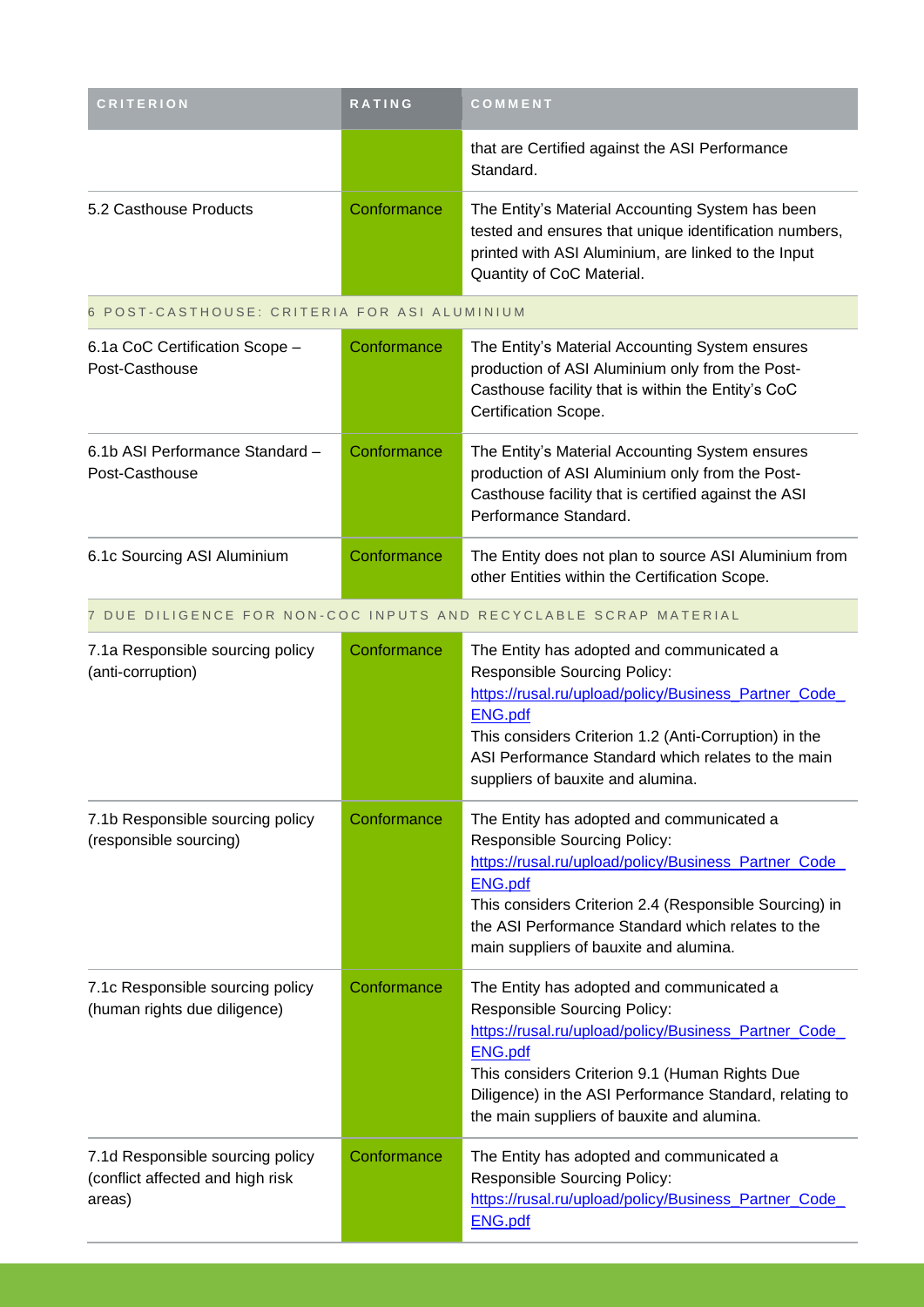| CRITERION | RATING | COMMENT |
| --- | --- | --- |
| | | that are Certified against the ASI Performance Standard. |
| 5.2 Casthouse Products | Conformance | The Entity's Material Accounting System has been tested and ensures that unique identification numbers, printed with ASI Aluminium, are linked to the Input Quantity of CoC Material. |
| 6 POST-CASTHOUSE: CRITERIA FOR ASI ALUMINIUM | | |
| 6.1a CoC Certification Scope – Post-Casthouse | Conformance | The Entity's Material Accounting System ensures production of ASI Aluminium only from the Post-Casthouse facility that is within the Entity's CoC Certification Scope. |
| 6.1b ASI Performance Standard – Post-Casthouse | Conformance | The Entity's Material Accounting System ensures production of ASI Aluminium only from the Post-Casthouse facility that is certified against the ASI Performance Standard. |
| 6.1c Sourcing ASI Aluminium | Conformance | The Entity does not plan to source ASI Aluminium from other Entities within the Certification Scope. |
| 7 DUE DILIGENCE FOR NON-COC INPUTS AND RECYCLABLE SCRAP MATERIAL | | |
| 7.1a Responsible sourcing policy (anti-corruption) | Conformance | The Entity has adopted and communicated a Responsible Sourcing Policy: https://rusal.ru/upload/policy/Business_Partner_Code_ENG.pdf This considers Criterion 1.2 (Anti-Corruption) in the ASI Performance Standard which relates to the main suppliers of bauxite and alumina. |
| 7.1b Responsible sourcing policy (responsible sourcing) | Conformance | The Entity has adopted and communicated a Responsible Sourcing Policy: https://rusal.ru/upload/policy/Business_Partner_Code_ENG.pdf This considers Criterion 2.4 (Responsible Sourcing) in the ASI Performance Standard which relates to the main suppliers of bauxite and alumina. |
| 7.1c Responsible sourcing policy (human rights due diligence) | Conformance | The Entity has adopted and communicated a Responsible Sourcing Policy: https://rusal.ru/upload/policy/Business_Partner_Code_ENG.pdf This considers Criterion 9.1 (Human Rights Due Diligence) in the ASI Performance Standard, relating to the main suppliers of bauxite and alumina. |
| 7.1d Responsible sourcing policy (conflict affected and high risk areas) | Conformance | The Entity has adopted and communicated a Responsible Sourcing Policy: https://rusal.ru/upload/policy/Business_Partner_Code_ENG.pdf |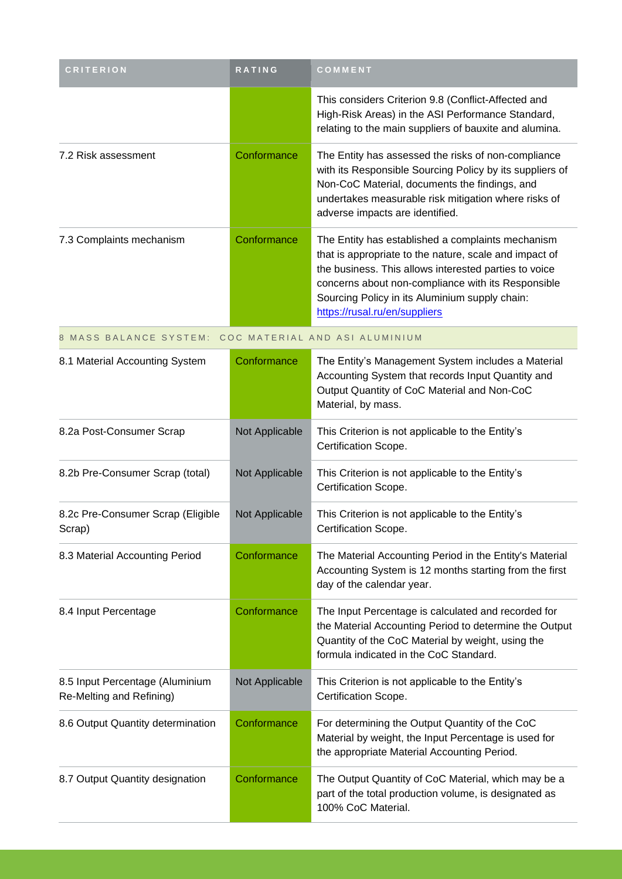| CRITERION | RATING | COMMENT |
| --- | --- | --- |
| | | This considers Criterion 9.8 (Conflict-Affected and High-Risk Areas) in the ASI Performance Standard, relating to the main suppliers of bauxite and alumina. |
| 7.2 Risk assessment | Conformance | The Entity has assessed the risks of non-compliance with its Responsible Sourcing Policy by its suppliers of Non-CoC Material, documents the findings, and undertakes measurable risk mitigation where risks of adverse impacts are identified. |
| 7.3 Complaints mechanism | Conformance | The Entity has established a complaints mechanism that is appropriate to the nature, scale and impact of the business. This allows interested parties to voice concerns about non-compliance with its Responsible Sourcing Policy in its Aluminium supply chain: https://rusal.ru/en/suppliers |
| 8 MASS BALANCE SYSTEM: COC MATERIAL AND ASI ALUMINIUM | | |
| 8.1 Material Accounting System | Conformance | The Entity's Management System includes a Material Accounting System that records Input Quantity and Output Quantity of CoC Material and Non-CoC Material, by mass. |
| 8.2a Post-Consumer Scrap | Not Applicable | This Criterion is not applicable to the Entity's Certification Scope. |
| 8.2b Pre-Consumer Scrap (total) | Not Applicable | This Criterion is not applicable to the Entity's Certification Scope. |
| 8.2c Pre-Consumer Scrap (Eligible Scrap) | Not Applicable | This Criterion is not applicable to the Entity's Certification Scope. |
| 8.3 Material Accounting Period | Conformance | The Material Accounting Period in the Entity's Material Accounting System is 12 months starting from the first day of the calendar year. |
| 8.4 Input Percentage | Conformance | The Input Percentage is calculated and recorded for the Material Accounting Period to determine the Output Quantity of the CoC Material by weight, using the formula indicated in the CoC Standard. |
| 8.5 Input Percentage (Aluminium Re-Melting and Refining) | Not Applicable | This Criterion is not applicable to the Entity's Certification Scope. |
| 8.6 Output Quantity determination | Conformance | For determining the Output Quantity of the CoC Material by weight, the Input Percentage is used for the appropriate Material Accounting Period. |
| 8.7 Output Quantity designation | Conformance | The Output Quantity of CoC Material, which may be a part of the total production volume, is designated as 100% CoC Material. |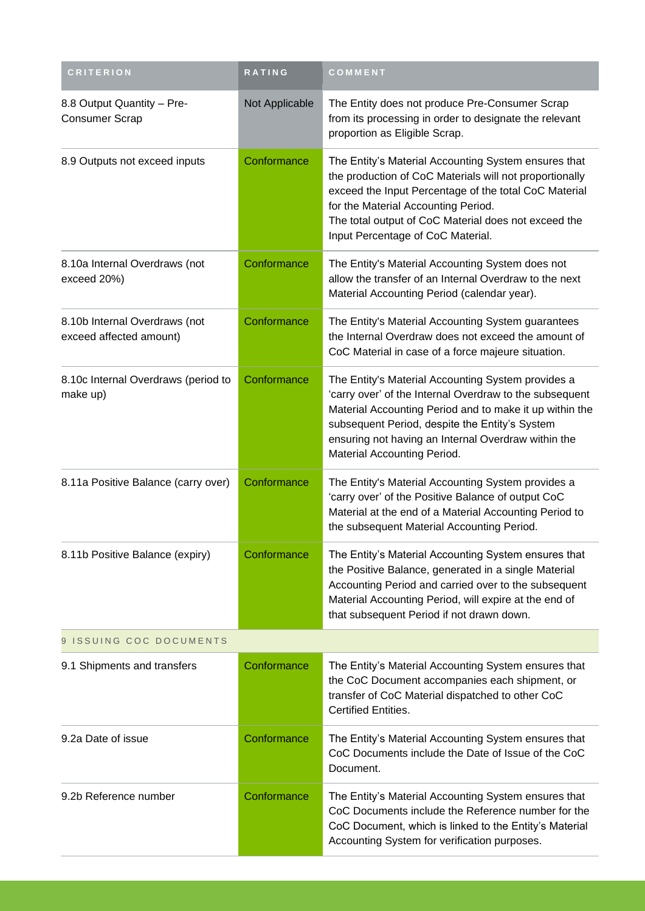| CRITERION | RATING | COMMENT |
| --- | --- | --- |
| 8.8 Output Quantity – Pre-Consumer Scrap | Not Applicable | The Entity does not produce Pre-Consumer Scrap from its processing in order to designate the relevant proportion as Eligible Scrap. |
| 8.9 Outputs not exceed inputs | Conformance | The Entity's Material Accounting System ensures that the production of CoC Materials will not proportionally exceed the Input Percentage of the total CoC Material for the Material Accounting Period.<br>The total output of CoC Material does not exceed the Input Percentage of CoC Material. |
| 8.10a Internal Overdraws (not exceed 20%) | Conformance | The Entity's Material Accounting System does not allow the transfer of an Internal Overdraw to the next Material Accounting Period (calendar year). |
| 8.10b Internal Overdraws (not exceed affected amount) | Conformance | The Entity's Material Accounting System guarantees the Internal Overdraw does not exceed the amount of CoC Material in case of a force majeure situation. |
| 8.10c Internal Overdraws (period to make up) | Conformance | The Entity's Material Accounting System provides a 'carry over' of the Internal Overdraw to the subsequent Material Accounting Period and to make it up within the subsequent Period, despite the Entity's System ensuring not having an Internal Overdraw within the Material Accounting Period. |
| 8.11a Positive Balance (carry over) | Conformance | The Entity's Material Accounting System provides a 'carry over' of the Positive Balance of output CoC Material at the end of a Material Accounting Period to the subsequent Material Accounting Period. |
| 8.11b Positive Balance (expiry) | Conformance | The Entity's Material Accounting System ensures that the Positive Balance, generated in a single Material Accounting Period and carried over to the subsequent Material Accounting Period, will expire at the end of that subsequent Period if not drawn down. |
| 9 ISSUING COC DOCUMENTS | | |
| 9.1 Shipments and transfers | Conformance | The Entity's Material Accounting System ensures that the CoC Document accompanies each shipment, or transfer of CoC Material dispatched to other CoC Certified Entities. |
| 9.2a Date of issue | Conformance | The Entity's Material Accounting System ensures that CoC Documents include the Date of Issue of the CoC Document. |
| 9.2b Reference number | Conformance | The Entity's Material Accounting System ensures that CoC Documents include the Reference number for the CoC Document, which is linked to the Entity's Material Accounting System for verification purposes. |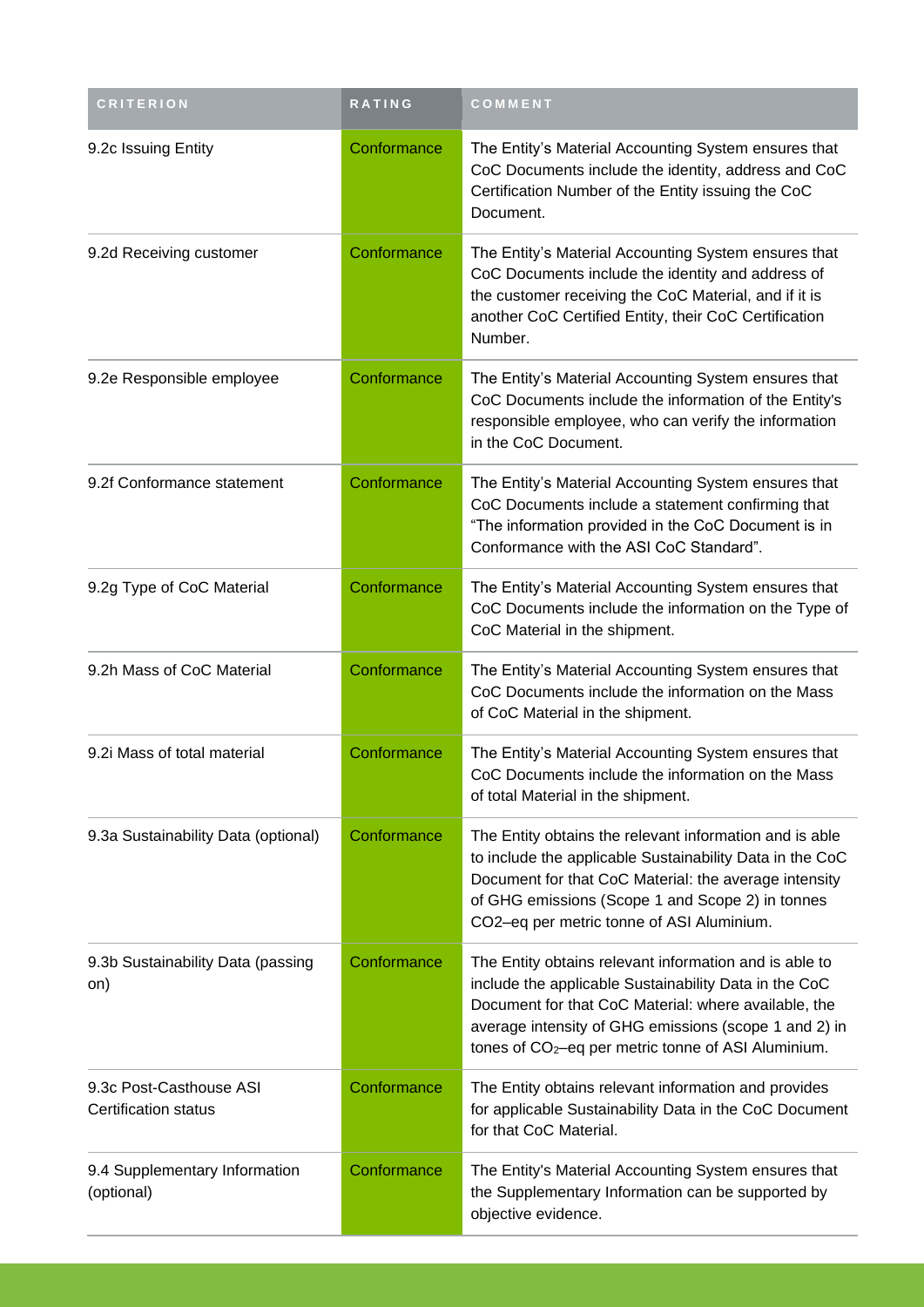| CRITERION | RATING | COMMENT |
| --- | --- | --- |
| 9.2c Issuing Entity | Conformance | The Entity's Material Accounting System ensures that CoC Documents include the identity, address and CoC Certification Number of the Entity issuing the CoC Document. |
| 9.2d Receiving customer | Conformance | The Entity's Material Accounting System ensures that CoC Documents include the identity and address of the customer receiving the CoC Material, and if it is another CoC Certified Entity, their CoC Certification Number. |
| 9.2e Responsible employee | Conformance | The Entity's Material Accounting System ensures that CoC Documents include the information of the Entity's responsible employee, who can verify the information in the CoC Document. |
| 9.2f Conformance statement | Conformance | The Entity's Material Accounting System ensures that CoC Documents include a statement confirming that "The information provided in the CoC Document is in Conformance with the ASI CoC Standard". |
| 9.2g Type of CoC Material | Conformance | The Entity's Material Accounting System ensures that CoC Documents include the information on the Type of CoC Material in the shipment. |
| 9.2h Mass of CoC Material | Conformance | The Entity's Material Accounting System ensures that CoC Documents include the information on the Mass of CoC Material in the shipment. |
| 9.2i Mass of total material | Conformance | The Entity's Material Accounting System ensures that CoC Documents include the information on the Mass of total Material in the shipment. |
| 9.3a Sustainability Data (optional) | Conformance | The Entity obtains the relevant information and is able to include the applicable Sustainability Data in the CoC Document for that CoC Material: the average intensity of GHG emissions (Scope 1 and Scope 2) in tonnes CO2–eq per metric tonne of ASI Aluminium. |
| 9.3b Sustainability Data (passing on) | Conformance | The Entity obtains relevant information and is able to include the applicable Sustainability Data in the CoC Document for that CoC Material: where available, the average intensity of GHG emissions (scope 1 and 2) in tones of $CO_2$–eq per metric tonne of ASI Aluminium. |
| 9.3c Post-Casthouse ASI Certification status | Conformance | The Entity obtains relevant information and provides for applicable Sustainability Data in the CoC Document for that CoC Material. |
| 9.4 Supplementary Information (optional) | Conformance | The Entity's Material Accounting System ensures that the Supplementary Information can be supported by objective evidence. |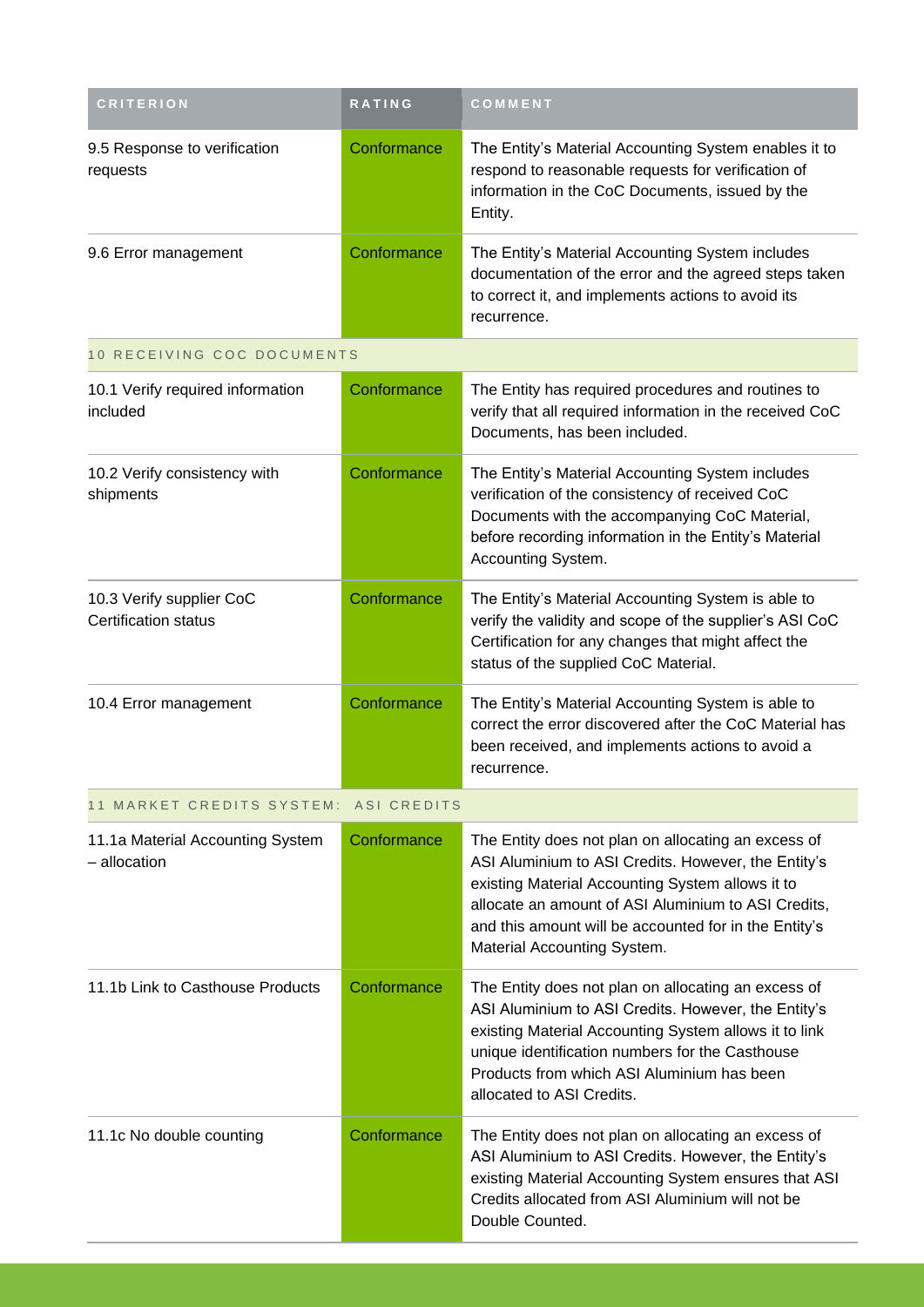| CRITERION | RATING | COMMENT |
| --- | --- | --- |
| 9.5 Response to verification requests | Conformance | The Entity's Material Accounting System enables it to respond to reasonable requests for verification of information in the CoC Documents, issued by the Entity. |
| 9.6 Error management | Conformance | The Entity's Material Accounting System includes documentation of the error and the agreed steps taken to correct it, and implements actions to avoid its recurrence. |
| 10 RECEIVING COC DOCUMENTS | | |
| 10.1 Verify required information included | Conformance | The Entity has required procedures and routines to verify that all required information in the received CoC Documents, has been included. |
| 10.2 Verify consistency with shipments | Conformance | The Entity's Material Accounting System includes verification of the consistency of received CoC Documents with the accompanying CoC Material, before recording information in the Entity's Material Accounting System. |
| 10.3 Verify supplier CoC Certification status | Conformance | The Entity's Material Accounting System is able to verify the validity and scope of the supplier's ASI CoC Certification for any changes that might affect the status of the supplied CoC Material. |
| 10.4 Error management | Conformance | The Entity's Material Accounting System is able to correct the error discovered after the CoC Material has been received, and implements actions to avoid a recurrence. |
| 11 MARKET CREDITS SYSTEM: ASI CREDITS | | |
| 11.1a Material Accounting System – allocation | Conformance | The Entity does not plan on allocating an excess of ASI Aluminium to ASI Credits. However, the Entity's existing Material Accounting System allows it to allocate an amount of ASI Aluminium to ASI Credits, and this amount will be accounted for in the Entity's Material Accounting System. |
| 11.1b Link to Casthouse Products | Conformance | The Entity does not plan on allocating an excess of ASI Aluminium to ASI Credits. However, the Entity's existing Material Accounting System allows it to link unique identification numbers for the Casthouse Products from which ASI Aluminium has been allocated to ASI Credits. |
| 11.1c No double counting | Conformance | The Entity does not plan on allocating an excess of ASI Aluminium to ASI Credits. However, the Entity's existing Material Accounting System ensures that ASI Credits allocated from ASI Aluminium will not be Double Counted. |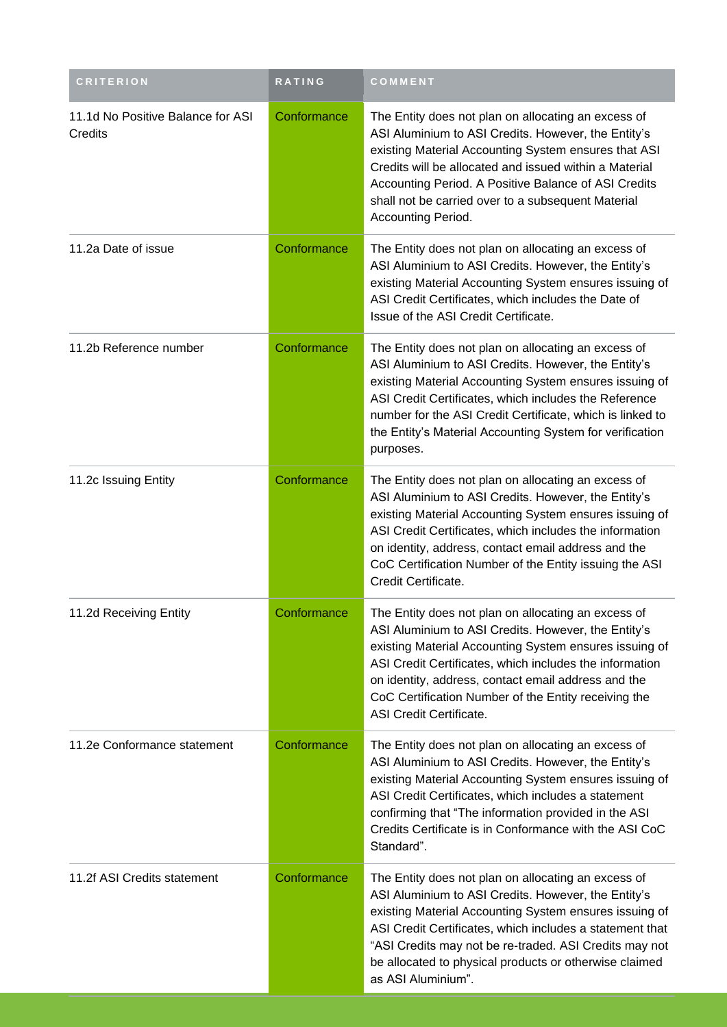| CRITERION | RATING | COMMENT |
| --- | --- | --- |
| 11.1d No Positive Balance for ASI Credits | Conformance | The Entity does not plan on allocating an excess of ASI Aluminium to ASI Credits. However, the Entity's existing Material Accounting System ensures that ASI Credits will be allocated and issued within a Material Accounting Period. A Positive Balance of ASI Credits shall not be carried over to a subsequent Material Accounting Period. |
| 11.2a Date of issue | Conformance | The Entity does not plan on allocating an excess of ASI Aluminium to ASI Credits. However, the Entity's existing Material Accounting System ensures issuing of ASI Credit Certificates, which includes the Date of Issue of the ASI Credit Certificate. |
| 11.2b Reference number | Conformance | The Entity does not plan on allocating an excess of ASI Aluminium to ASI Credits. However, the Entity's existing Material Accounting System ensures issuing of ASI Credit Certificates, which includes the Reference number for the ASI Credit Certificate, which is linked to the Entity's Material Accounting System for verification purposes. |
| 11.2c Issuing Entity | Conformance | The Entity does not plan on allocating an excess of ASI Aluminium to ASI Credits. However, the Entity's existing Material Accounting System ensures issuing of ASI Credit Certificates, which includes the information on identity, address, contact email address and the CoC Certification Number of the Entity issuing the ASI Credit Certificate. |
| 11.2d Receiving Entity | Conformance | The Entity does not plan on allocating an excess of ASI Aluminium to ASI Credits. However, the Entity's existing Material Accounting System ensures issuing of ASI Credit Certificates, which includes the information on identity, address, contact email address and the CoC Certification Number of the Entity receiving the ASI Credit Certificate. |
| 11.2e Conformance statement | Conformance | The Entity does not plan on allocating an excess of ASI Aluminium to ASI Credits. However, the Entity's existing Material Accounting System ensures issuing of ASI Credit Certificates, which includes a statement confirming that "The information provided in the ASI Credits Certificate is in Conformance with the ASI CoC Standard". |
| 11.2f ASI Credits statement | Conformance | The Entity does not plan on allocating an excess of ASI Aluminium to ASI Credits. However, the Entity's existing Material Accounting System ensures issuing of ASI Credit Certificates, which includes a statement that "ASI Credits may not be re-traded. ASI Credits may not be allocated to physical products or otherwise claimed as ASI Aluminium". |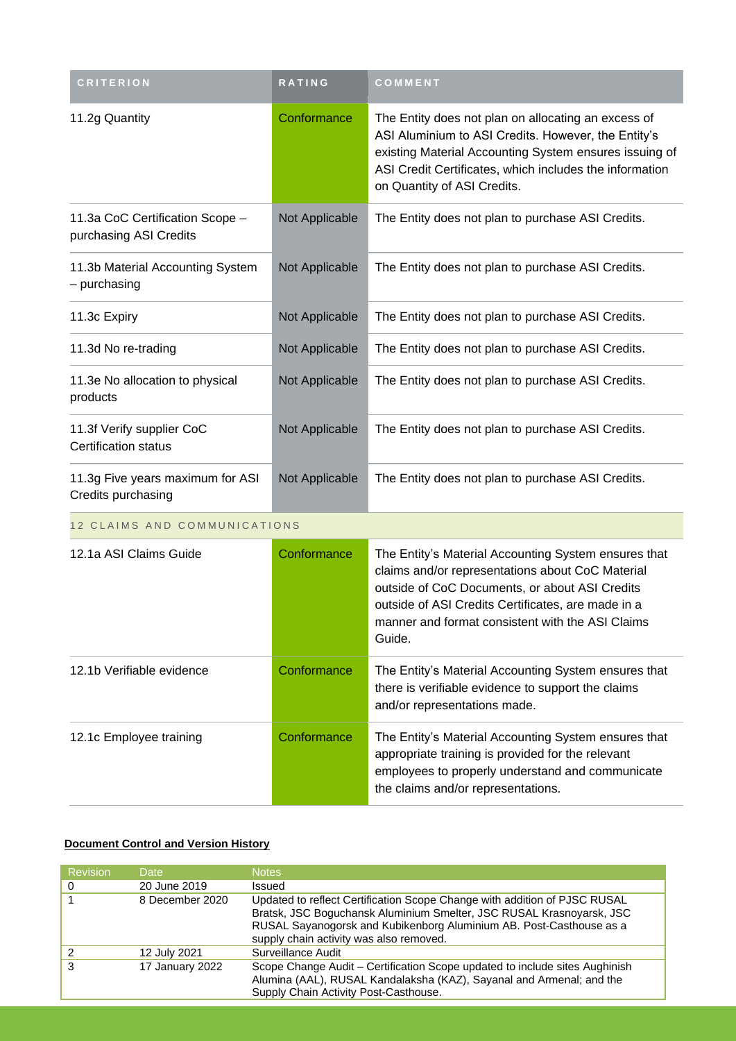| CRITERION | RATING | COMMENT |
|---|---|---|
| 11.2g Quantity | Conformance | The Entity does not plan on allocating an excess of ASI Aluminium to ASI Credits. However, the Entity's existing Material Accounting System ensures issuing of ASI Credit Certificates, which includes the information on Quantity of ASI Credits. |
| 11.3a CoC Certification Scope – purchasing ASI Credits | Not Applicable | The Entity does not plan to purchase ASI Credits. |
| 11.3b Material Accounting System – purchasing | Not Applicable | The Entity does not plan to purchase ASI Credits. |
| 11.3c Expiry | Not Applicable | The Entity does not plan to purchase ASI Credits. |
| 11.3d No re-trading | Not Applicable | The Entity does not plan to purchase ASI Credits. |
| 11.3e No allocation to physical products | Not Applicable | The Entity does not plan to purchase ASI Credits. |
| 11.3f Verify supplier CoC Certification status | Not Applicable | The Entity does not plan to purchase ASI Credits. |
| 11.3g Five years maximum for ASI Credits purchasing | Not Applicable | The Entity does not plan to purchase ASI Credits. |
| 12 CLAIMS AND COMMUNICATIONS | | |
| 12.1a ASI Claims Guide | Conformance | The Entity's Material Accounting System ensures that claims and/or representations about CoC Material outside of CoC Documents, or about ASI Credits outside of ASI Credits Certificates, are made in a manner and format consistent with the ASI Claims Guide. |
| 12.1b Verifiable evidence | Conformance | The Entity's Material Accounting System ensures that there is verifiable evidence to support the claims and/or representations made. |
| 12.1c Employee training | Conformance | The Entity's Material Accounting System ensures that appropriate training is provided for the relevant employees to properly understand and communicate the claims and/or representations. |

**Document Control and Version History**

| Revision | Date | Notes |
|---|---|---|
| 0 | 20 June 2019 | Issued |
| 1 | 8 December 2020 | Updated to reflect Certification Scope Change with addition of PJSC RUSAL Bratsk, JSC Boguchansk Aluminium Smelter, JSC RUSAL Krasnoyarsk, JSC RUSAL Sayanogorsk and Kubikenborg Aluminium AB. Post-Casthouse as a supply chain activity was also removed. |
| 2 | 12 July 2021 | Surveillance Audit |
| 3 | 17 January 2022 | Scope Change Audit – Certification Scope updated to include sites Aughinish Alumina (AAL), RUSAL Kandalaksha (KAZ), Sayanal and Armenal; and the Supply Chain Activity Post-Casthouse. |